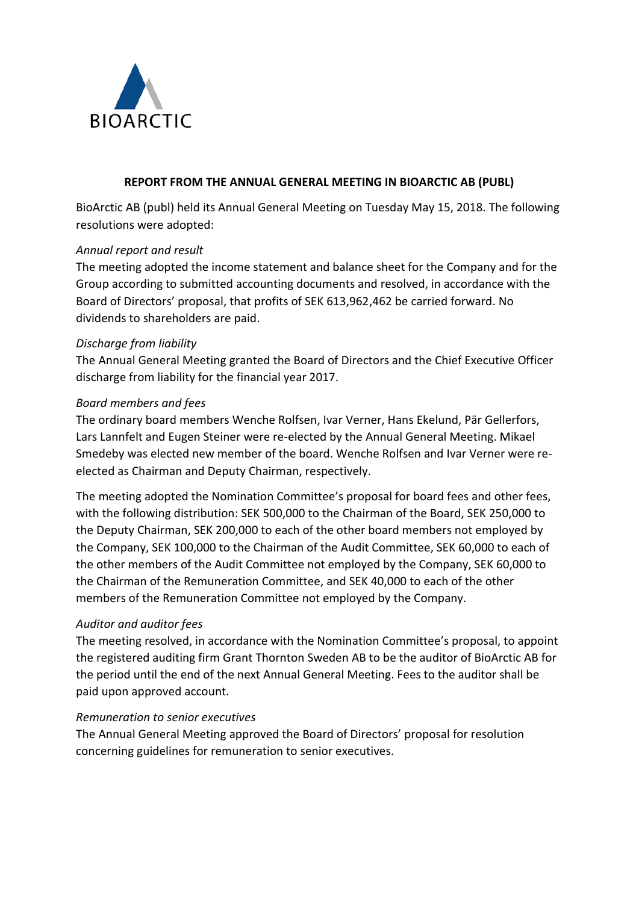BIOARCTIC

**REPORT FROM THE ANNUAL GENERAL MEETING IN BIOARCTIC AB (PUBL)**

BioArctic AB (publ) held its Annual General Meeting on Tuesday May 15, 2018. The following resolutions were adopted:

*Annual report and result*

The meeting adopted the income statement and balance sheet for the Company and for the Group according to submitted accounting documents and resolved, in accordance with the Board of Directors' proposal, that profits of SEK 613,962,462 be carried forward. No dividends to shareholders are paid.

*Discharge from liability*

The Annual General Meeting granted the Board of Directors and the Chief Executive Officer discharge from liability for the financial year 2017.

*Board members and fees*

The ordinary board members Wenche Rolfsen, Ivar Verner, Hans Ekelund, Pär Gellerfors, Lars Lannfelt and Eugen Steiner were re-elected by the Annual General Meeting. Mikael Smedeby was elected new member of the board. Wenche Rolfsen and Ivar Verner were re-elected as Chairman and Deputy Chairman, respectively.

The meeting adopted the Nomination Committee's proposal for board fees and other fees, with the following distribution: SEK 500,000 to the Chairman of the Board, SEK 250,000 to the Deputy Chairman, SEK 200,000 to each of the other board members not employed by the Company, SEK 100,000 to the Chairman of the Audit Committee, SEK 60,000 to each of the other members of the Audit Committee not employed by the Company, SEK 60,000 to the Chairman of the Remuneration Committee, and SEK 40,000 to each of the other members of the Remuneration Committee not employed by the Company.

*Auditor and auditor fees*

The meeting resolved, in accordance with the Nomination Committee's proposal, to appoint the registered auditing firm Grant Thornton Sweden AB to be the auditor of BioArctic AB for the period until the end of the next Annual General Meeting. Fees to the auditor shall be paid upon approved account.

*Remuneration to senior executives*

The Annual General Meeting approved the Board of Directors' proposal for resolution concerning guidelines for remuneration to senior executives.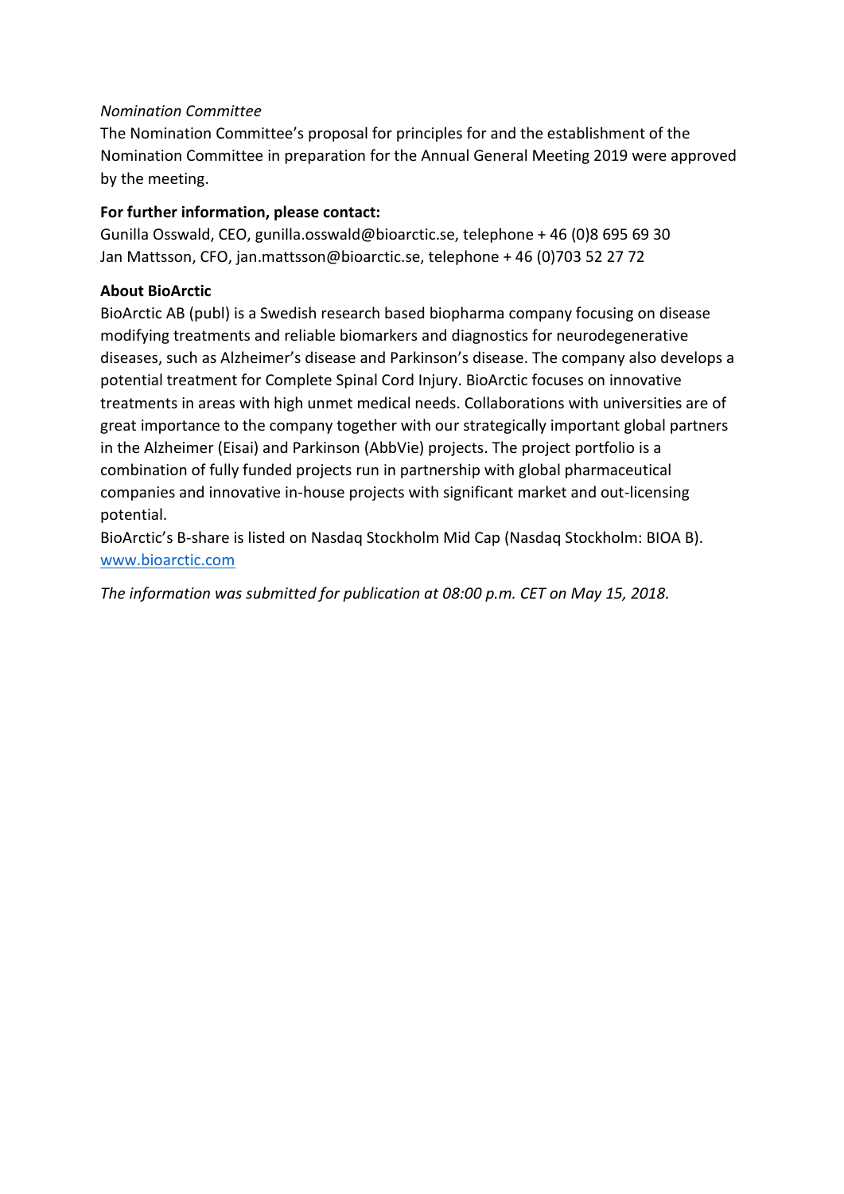*Nomination Committee*

The Nomination Committee's proposal for principles for and the establishment of the Nomination Committee in preparation for the Annual General Meeting 2019 were approved by the meeting.

**For further information, please contact:**

Gunilla Osswald, CEO, gunilla.osswald@bioarctic.se, telephone + 46 (0)8 695 69 30
Jan Mattsson, CFO, jan.mattsson@bioarctic.se, telephone + 46 (0)703 52 27 72

**About BioArctic**

BioArctic AB (publ) is a Swedish research based biopharma company focusing on disease modifying treatments and reliable biomarkers and diagnostics for neurodegenerative diseases, such as Alzheimer's disease and Parkinson's disease. The company also develops a potential treatment for Complete Spinal Cord Injury. BioArctic focuses on innovative treatments in areas with high unmet medical needs. Collaborations with universities are of great importance to the company together with our strategically important global partners in the Alzheimer (Eisai) and Parkinson (AbbVie) projects. The project portfolio is a combination of fully funded projects run in partnership with global pharmaceutical companies and innovative in-house projects with significant market and out-licensing potential.

BioArctic's B-share is listed on Nasdaq Stockholm Mid Cap (Nasdaq Stockholm: BIOA B).
[www.bioarctic.com](http://www.bioarctic.com)

*The information was submitted for publication at 08:00 p.m. CET on May 15, 2018.*